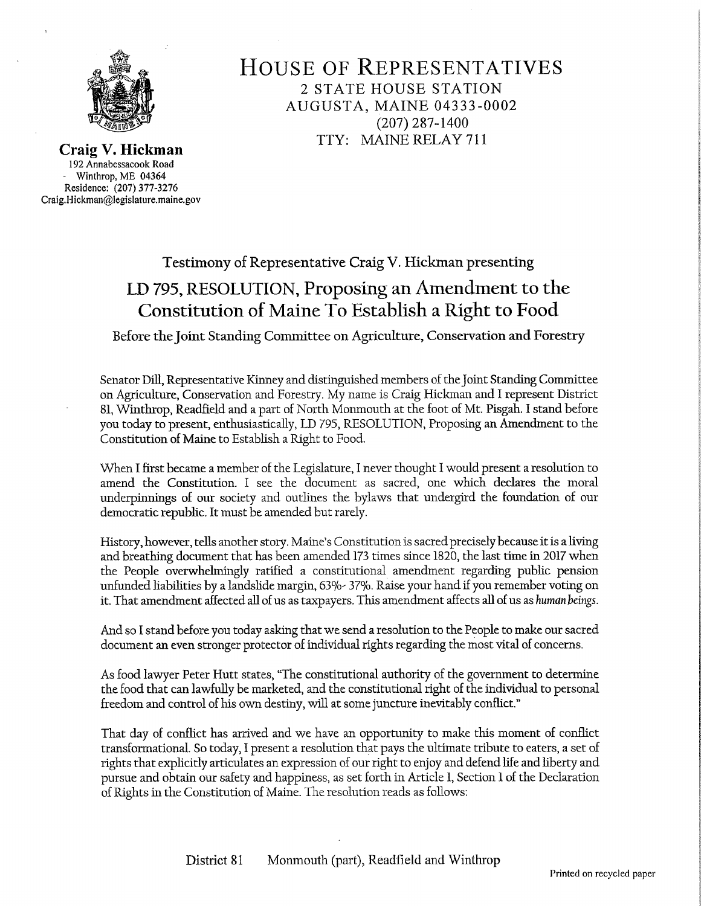# HOUSE OF REPRESENTATIVES

2 STATE HOUSE STATION
AUGUSTA, MAINE 04333-0002
(207) 287-1400
TTY: MAINE RELAY 711

**Craig V. Hickman**
192 Annabessacook Road
Winthrop, ME 04364
Residence: (207) 377-3276
Craig.Hickman@legislature.maine.gov

Testimony of Representative Craig V. Hickman presenting

## LD 795, RESOLUTION, Proposing an Amendment to the Constitution of Maine To Establish a Right to Food

Before the Joint Standing Committee on Agriculture, Conservation and Forestry

Senator Dill, Representative Kinney and distinguished members of the Joint Standing Committee on Agriculture, Conservation and Forestry. My name is Craig Hickman and I represent District 81, Winthrop, Readfield and a part of North Monmouth at the foot of Mt. Pisgah. I stand before you today to present, enthusiastically, LD 795, RESOLUTION, Proposing an Amendment to the Constitution of Maine to Establish a Right to Food.

When I first became a member of the Legislature, I never thought I would present a resolution to amend the Constitution. I see the document as sacred, one which declares the moral underpinnings of our society and outlines the bylaws that undergird the foundation of our democratic republic. It must be amended but rarely.

History, however, tells another story. Maine's Constitution is sacred precisely because it is a living and breathing document that has been amended 173 times since 1820, the last time in 2017 when the People overwhelmingly ratified a constitutional amendment regarding public pension unfunded liabilities by a landslide margin, 63%- 37%. Raise your hand if you remember voting on it. That amendment affected all of us as taxpayers. This amendment affects all of us as *human beings*.

And so I stand before you today asking that we send a resolution to the People to make our sacred document an even stronger protector of individual rights regarding the most vital of concerns.

As food lawyer Peter Hutt states, "The constitutional authority of the government to determine the food that can lawfully be marketed, and the constitutional right of the individual to personal freedom and control of his own destiny, will at some juncture inevitably conflict."

That day of conflict has arrived and we have an opportunity to make this moment of conflict transformational. So today, I present a resolution that pays the ultimate tribute to eaters, a set of rights that explicitly articulates an expression of our right to enjoy and defend life and liberty and pursue and obtain our safety and happiness, as set forth in Article 1, Section 1 of the Declaration of Rights in the Constitution of Maine. The resolution reads as follows:

District 81 Monmouth (part), Readfield and Winthrop

Printed on recycled paper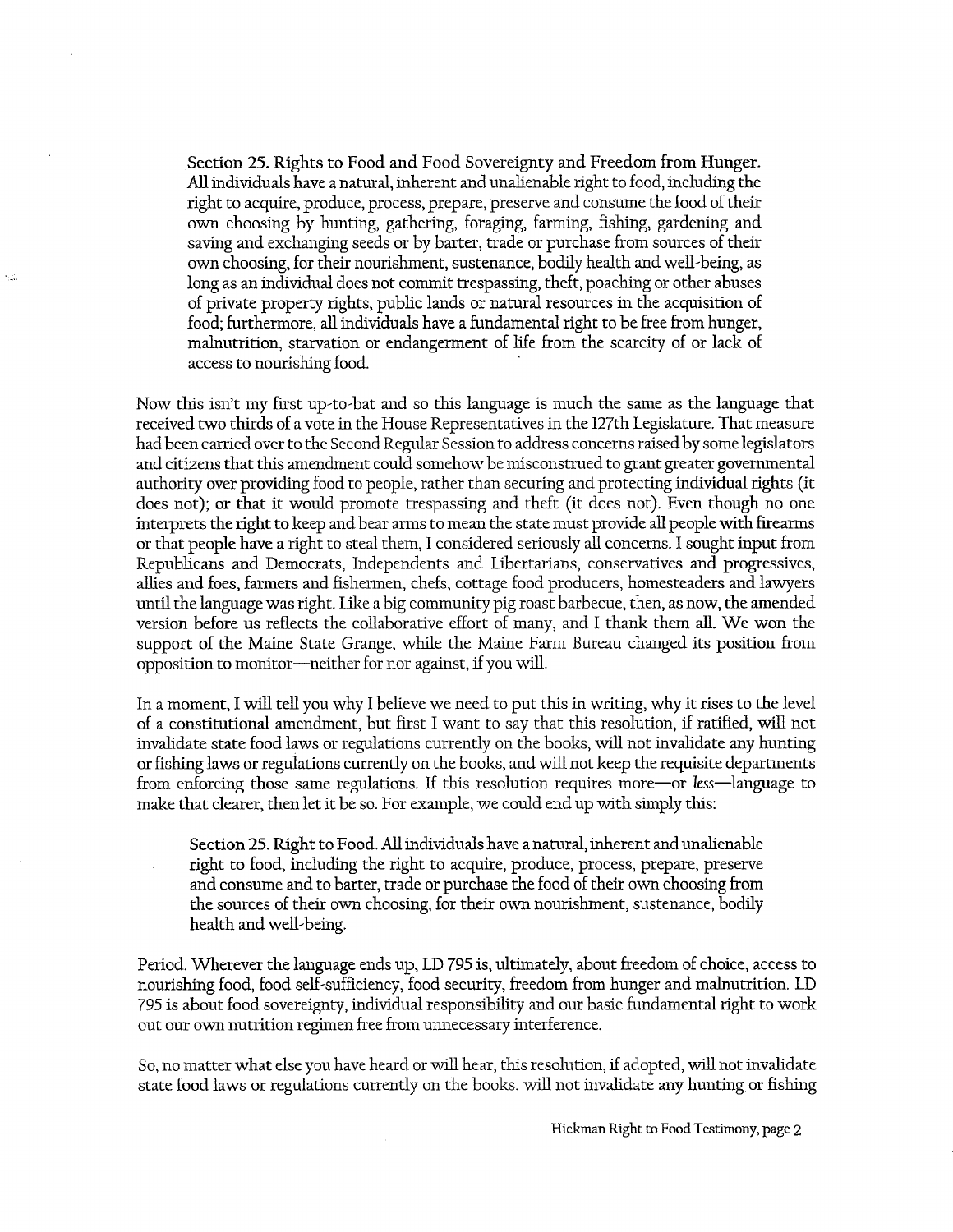> **Section 25. Rights to Food and Food Sovereignty and Freedom from Hunger.** All individuals have a natural, inherent and unalienable right to food, including the right to acquire, produce, process, prepare, preserve and consume the food of their own choosing by hunting, gathering, foraging, farming, fishing, gardening and saving and exchanging seeds or by barter, trade or purchase from sources of their own choosing, for their nourishment, sustenance, bodily health and well-being, as long as an individual does not commit trespassing, theft, poaching or other abuses of private property rights, public lands or natural resources in the acquisition of food; furthermore, all individuals have a fundamental right to be free from hunger, malnutrition, starvation or endangerment of life from the scarcity of or lack of access to nourishing food.

Now this isn't my first up-to-bat and so this language is much the same as the language that received two thirds of a vote in the House Representatives in the 127th Legislature. That measure had been carried over to the Second Regular Session to address concerns raised by some legislators and citizens that this amendment could somehow be misconstrued to grant greater governmental authority over providing food to people, rather than securing and protecting individual rights (it does not); or that it would promote trespassing and theft (it does not). Even though no one interprets the right to keep and bear arms to mean the state must provide all people with firearms or that people have a right to steal them, I considered seriously all concerns. I sought input from Republicans and Democrats, Independents and Libertarians, conservatives and progressives, allies and foes, farmers and fishermen, chefs, cottage food producers, homesteaders and lawyers until the language was right. Like a big community pig roast barbecue, then, as now, the amended version before us reflects the collaborative effort of many, and I thank them all. We won the support of the Maine State Grange, while the Maine Farm Bureau changed its position from opposition to monitor—neither for nor against, if you will.

In a moment, I will tell you why I believe we need to put this in writing, why it rises to the level of a constitutional amendment, but first I want to say that this resolution, if ratified, will not invalidate state food laws or regulations currently on the books, will not invalidate any hunting or fishing laws or regulations currently on the books, and will not keep the requisite departments from enforcing those same regulations. If this resolution requires more—or *less*—language to make that clearer, then let it be so. For example, we could end up with simply this:

> **Section 25. Right to Food.** All individuals have a natural, inherent and unalienable right to food, including the right to acquire, produce, process, prepare, preserve and consume and to barter, trade or purchase the food of their own choosing from the sources of their own choosing, for their own nourishment, sustenance, bodily health and well-being.

Period. Wherever the language ends up, LD 795 is, ultimately, about freedom of choice, access to nourishing food, food self-sufficiency, food security, freedom from hunger and malnutrition. LD 795 is about food sovereignty, individual responsibility and our basic fundamental right to work out our own nutrition regimen free from unnecessary interference.

So, no matter what else you have heard or will hear, this resolution, if adopted, will not invalidate state food laws or regulations currently on the books, will not invalidate any hunting or fishing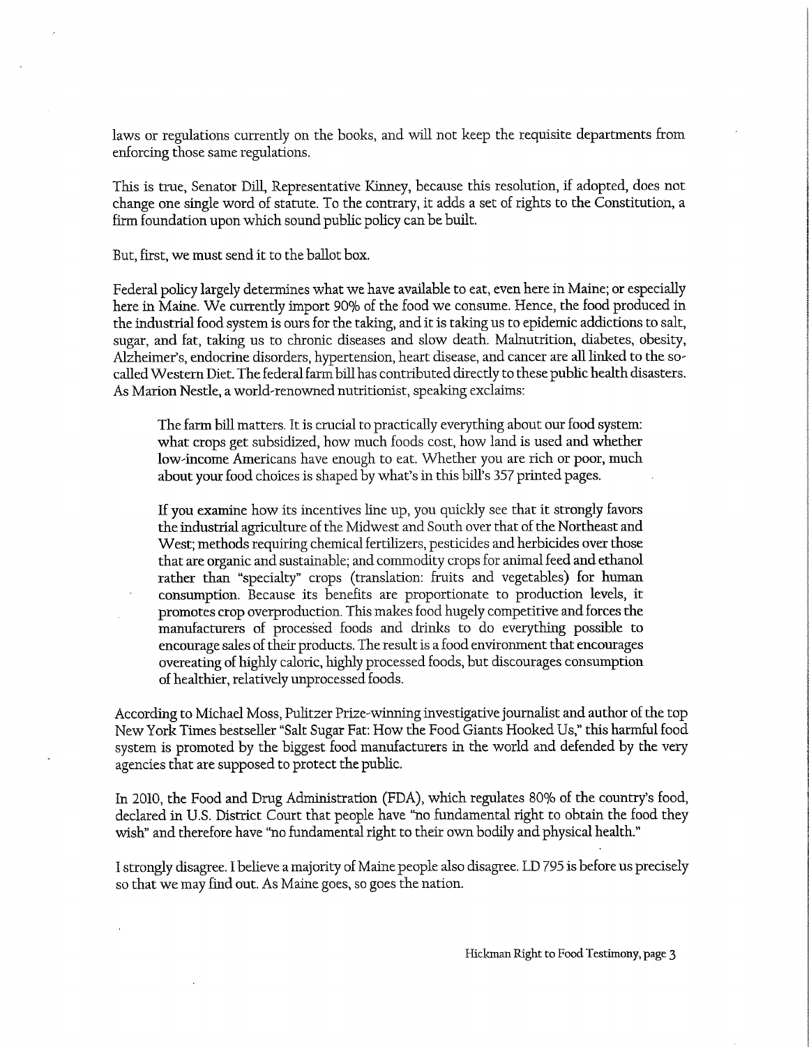laws or regulations currently on the books, and will not keep the requisite departments from enforcing those same regulations.

This is true, Senator Dill, Representative Kinney, because this resolution, if adopted, does not change one single word of statute. To the contrary, it adds a set of rights to the Constitution, a firm foundation upon which sound public policy can be built.

But, first, we must send it to the ballot box.

Federal policy largely determines what we have available to eat, even here in Maine; or especially here in Maine. We currently import 90% of the food we consume. Hence, the food produced in the industrial food system is ours for the taking, and it is taking us to epidemic addictions to salt, sugar, and fat, taking us to chronic diseases and slow death. Malnutrition, diabetes, obesity, Alzheimer's, endocrine disorders, hypertension, heart disease, and cancer are all linked to the so-called Western Diet. The federal farm bill has contributed directly to these public health disasters. As Marion Nestle, a world-renowned nutritionist, speaking exclaims:

> The farm bill matters. It is crucial to practically everything about our food system: what crops get subsidized, how much foods cost, how land is used and whether low-income Americans have enough to eat. Whether you are rich or poor, much about your food choices is shaped by what's in this bill's 357 printed pages.
>
> If you examine how its incentives line up, you quickly see that it strongly favors the industrial agriculture of the Midwest and South over that of the Northeast and West; methods requiring chemical fertilizers, pesticides and herbicides over those that are organic and sustainable; and commodity crops for animal feed and ethanol rather than "specialty" crops (translation: fruits and vegetables) for human consumption. Because its benefits are proportionate to production levels, it promotes crop overproduction. This makes food hugely competitive and forces the manufacturers of processed foods and drinks to do everything possible to encourage sales of their products. The result is a food environment that encourages overeating of highly caloric, highly processed foods, but discourages consumption of healthier, relatively unprocessed foods.

According to Michael Moss, Pulitzer Prize-winning investigative journalist and author of the top New York Times bestseller "Salt Sugar Fat: How the Food Giants Hooked Us," this harmful food system is promoted by the biggest food manufacturers in the world and defended by the very agencies that are supposed to protect the public.

In 2010, the Food and Drug Administration (FDA), which regulates 80% of the country's food, declared in U.S. District Court that people have "no fundamental right to obtain the food they wish" and therefore have "no fundamental right to their own bodily and physical health."

I strongly disagree. I believe a majority of Maine people also disagree. LD 795 is before us precisely so that we may find out. As Maine goes, so goes the nation.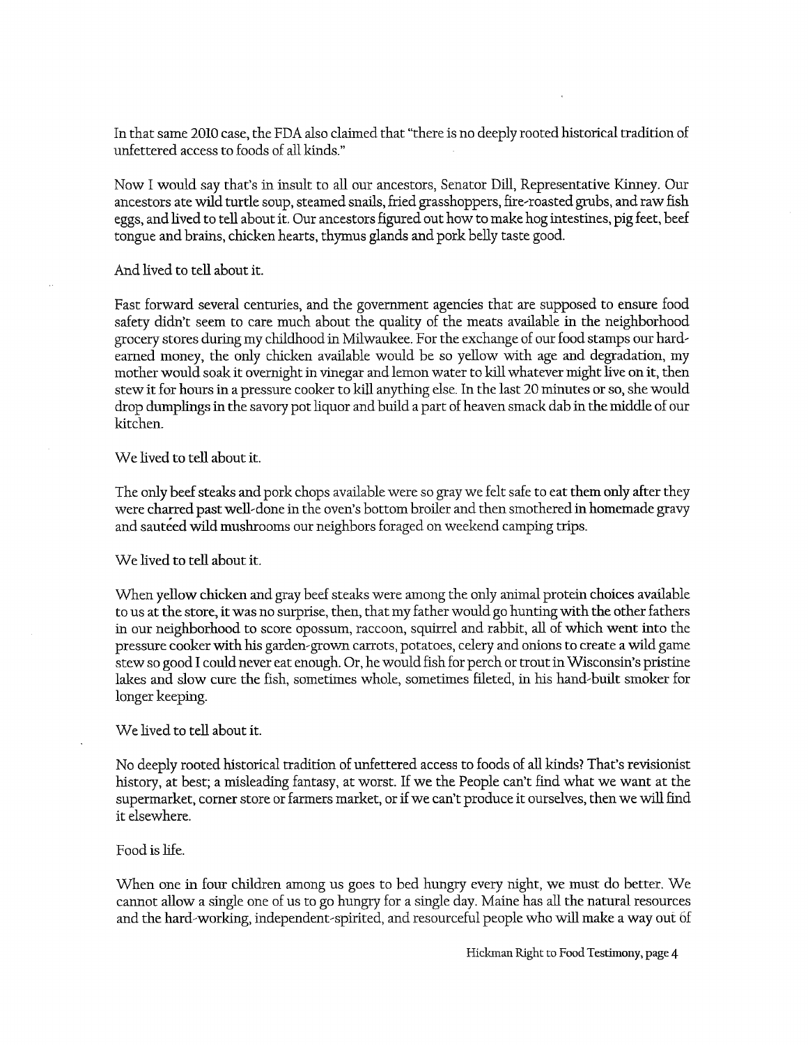In that same 2010 case, the FDA also claimed that "there is no deeply rooted historical tradition of unfettered access to foods of all kinds."

Now I would say that's in insult to all our ancestors, Senator Dill, Representative Kinney. Our ancestors ate wild turtle soup, steamed snails, fried grasshoppers, fire-roasted grubs, and raw fish eggs, and lived to tell about it. Our ancestors figured out how to make hog intestines, pig feet, beef tongue and brains, chicken hearts, thymus glands and pork belly taste good.

And lived to tell about it.

Fast forward several centuries, and the government agencies that are supposed to ensure food safety didn't seem to care much about the quality of the meats available in the neighborhood grocery stores during my childhood in Milwaukee. For the exchange of our food stamps our hard-earned money, the only chicken available would be so yellow with age and degradation, my mother would soak it overnight in vinegar and lemon water to kill whatever might live on it, then stew it for hours in a pressure cooker to kill anything else. In the last 20 minutes or so, she would drop dumplings in the savory pot liquor and build a part of heaven smack dab in the middle of our kitchen.

We lived to tell about it.

The only beef steaks and pork chops available were so gray we felt safe to eat them only after they were charred past well-done in the oven's bottom broiler and then smothered in homemade gravy and sautéed wild mushrooms our neighbors foraged on weekend camping trips.

We lived to tell about it.

When yellow chicken and gray beef steaks were among the only animal protein choices available to us at the store, it was no surprise, then, that my father would go hunting with the other fathers in our neighborhood to score opossum, raccoon, squirrel and rabbit, all of which went into the pressure cooker with his garden-grown carrots, potatoes, celery and onions to create a wild game stew so good I could never eat enough. Or, he would fish for perch or trout in Wisconsin's pristine lakes and slow cure the fish, sometimes whole, sometimes fileted, in his hand-built smoker for longer keeping.

We lived to tell about it.

No deeply rooted historical tradition of unfettered access to foods of all kinds? That's revisionist history, at best; a misleading fantasy, at worst. If we the People can't find what we want at the supermarket, corner store or farmers market, or if we can't produce it ourselves, then we will find it elsewhere.

Food is life.

When one in four children among us goes to bed hungry every night, we must do better. We cannot allow a single one of us to go hungry for a single day. Maine has all the natural resources and the hard-working, independent-spirited, and resourceful people who will make a way out of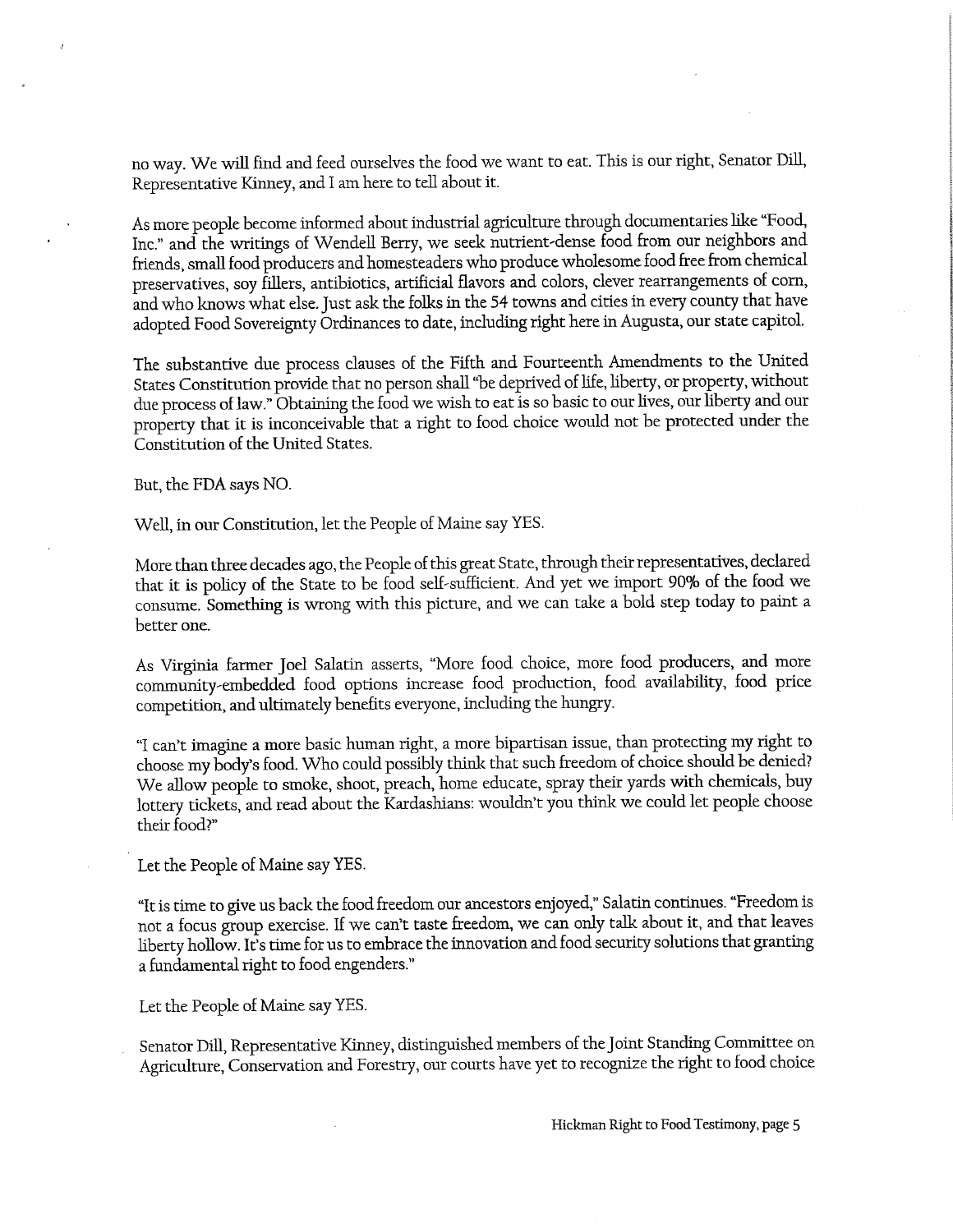no way. We will find and feed ourselves the food we want to eat. This is our right, Senator Dill, Representative Kinney, and I am here to tell about it.

As more people become informed about industrial agriculture through documentaries like "Food, Inc." and the writings of Wendell Berry, we seek nutrient-dense food from our neighbors and friends, small food producers and homesteaders who produce wholesome food free from chemical preservatives, soy fillers, antibiotics, artificial flavors and colors, clever rearrangements of corn, and who knows what else. Just ask the folks in the 54 towns and cities in every county that have adopted Food Sovereignty Ordinances to date, including right here in Augusta, our state capitol.

The substantive due process clauses of the Fifth and Fourteenth Amendments to the United States Constitution provide that no person shall "be deprived of life, liberty, or property, without due process of law." Obtaining the food we wish to eat is so basic to our lives, our liberty and our property that it is inconceivable that a right to food choice would not be protected under the Constitution of the United States.

But, the FDA says NO.

Well, in our Constitution, let the People of Maine say YES.

More than three decades ago, the People of this great State, through their representatives, declared that it is policy of the State to be food self-sufficient. And yet we import 90% of the food we consume. Something is wrong with this picture, and we can take a bold step today to paint a better one.

As Virginia farmer Joel Salatin asserts, "More food choice, more food producers, and more community-embedded food options increase food production, food availability, food price competition, and ultimately benefits everyone, including the hungry.

"I can't imagine a more basic human right, a more bipartisan issue, than protecting my right to choose my body's food. Who could possibly think that such freedom of choice should be denied? We allow people to smoke, shoot, preach, home educate, spray their yards with chemicals, buy lottery tickets, and read about the Kardashians: wouldn't you think we could let people choose their food?"

Let the People of Maine say YES.

"It is time to give us back the food freedom our ancestors enjoyed," Salatin continues. "Freedom is not a focus group exercise. If we can't taste freedom, we can only talk about it, and that leaves liberty hollow. It's time for us to embrace the innovation and food security solutions that granting a fundamental right to food engenders."

Let the People of Maine say YES.

Senator Dill, Representative Kinney, distinguished members of the Joint Standing Committee on Agriculture, Conservation and Forestry, our courts have yet to recognize the right to food choice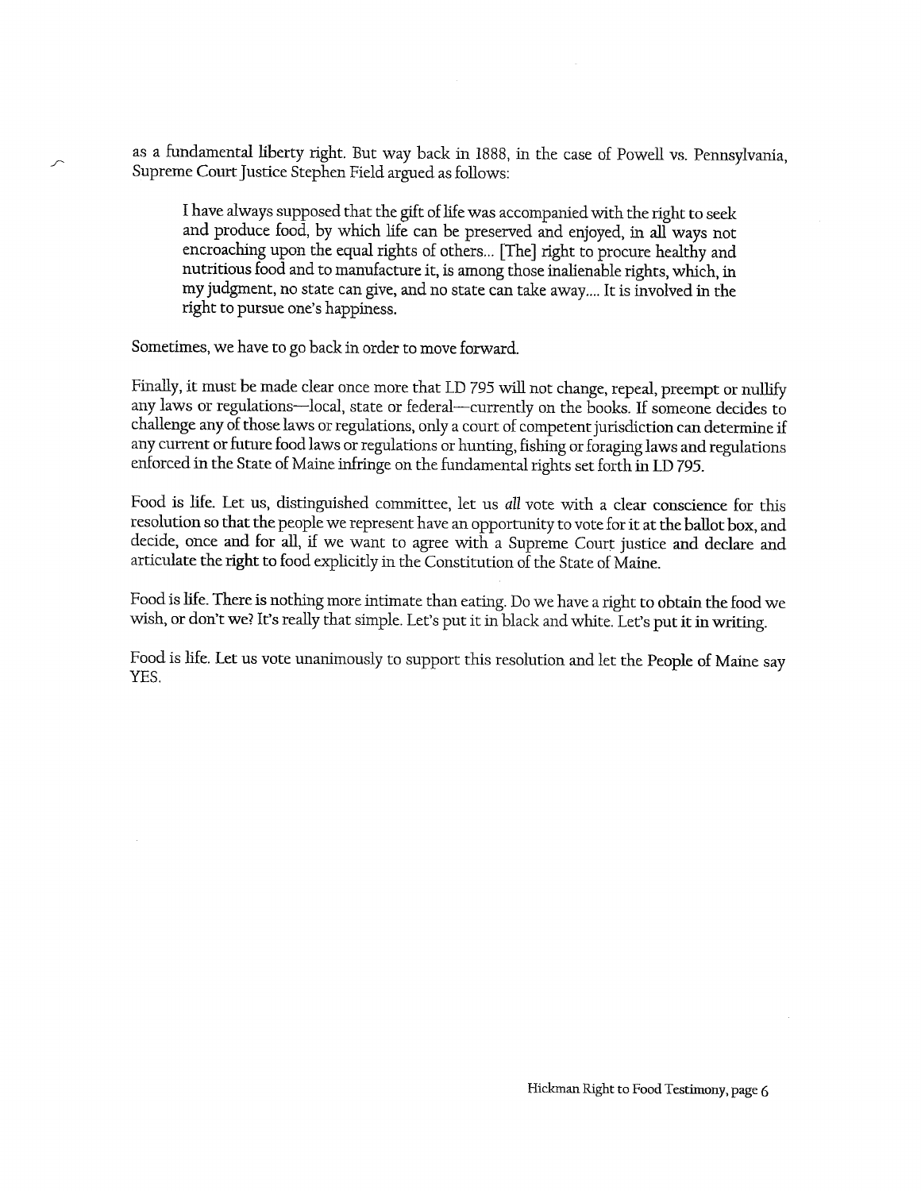as a fundamental liberty right. But way back in 1888, in the case of Powell vs. Pennsylvania, Supreme Court Justice Stephen Field argued as follows:

> I have always supposed that the gift of life was accompanied with the right to seek and produce food, by which life can be preserved and enjoyed, in all ways not encroaching upon the equal rights of others... [The] right to procure healthy and nutritious food and to manufacture it, is among those inalienable rights, which, in my judgment, no state can give, and no state can take away.... It is involved in the right to pursue one's happiness.

Sometimes, we have to go back in order to move forward.

Finally, it must be made clear once more that LD 795 will not change, repeal, preempt or nullify any laws or regulations—local, state or federal—currently on the books. If someone decides to challenge any of those laws or regulations, only a court of competent jurisdiction can determine if any current or future food laws or regulations or hunting, fishing or foraging laws and regulations enforced in the State of Maine infringe on the fundamental rights set forth in LD 795.

Food is life. Let us, distinguished committee, let us *all* vote with a clear conscience for this resolution so that the people we represent have an opportunity to vote for it at the ballot box, and decide, once and for all, if we want to agree with a Supreme Court justice and declare and articulate the right to food explicitly in the Constitution of the State of Maine.

Food is life. There is nothing more intimate than eating. Do we have a right to obtain the food we wish, or don't we? It's really that simple. Let's put it in black and white. Let's put it in writing.

Food is life. Let us vote unanimously to support this resolution and let the People of Maine say YES.